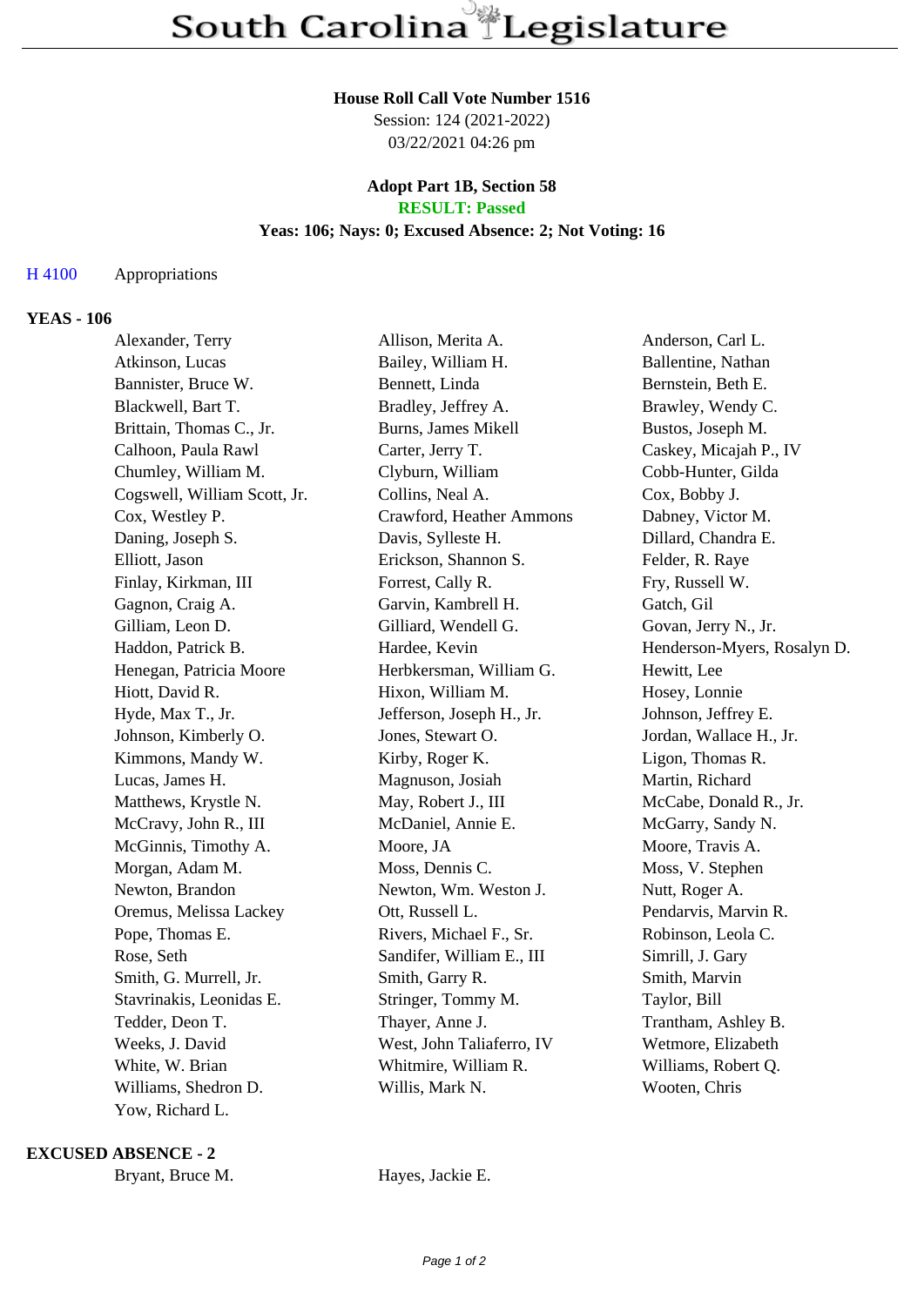# South Carolina Legislature

**House Roll Call Vote Number 1516**

Session: 124 (2021-2022)

03/22/2021 04:26 pm

**Adopt Part 1B, Section 58**

**RESULT: Passed**

**Yeas: 106; Nays: 0; Excused Absence: 2; Not Voting: 16**

H 4100 Appropriations

**YEAS - 106**

| | | |
|---|---|---|
| Alexander, Terry | Allison, Merita A. | Anderson, Carl L. |
| Atkinson, Lucas | Bailey, William H. | Ballentine, Nathan |
| Bannister, Bruce W. | Bennett, Linda | Bernstein, Beth E. |
| Blackwell, Bart T. | Bradley, Jeffrey A. | Brawley, Wendy C. |
| Brittain, Thomas C., Jr. | Burns, James Mikell | Bustos, Joseph M. |
| Calhoon, Paula Rawl | Carter, Jerry T. | Caskey, Micajah P., IV |
| Chumley, William M. | Clyburn, William | Cobb-Hunter, Gilda |
| Cogswell, William Scott, Jr. | Collins, Neal A. | Cox, Bobby J. |
| Cox, Westley P. | Crawford, Heather Ammons | Dabney, Victor M. |
| Daning, Joseph S. | Davis, Sylleste H. | Dillard, Chandra E. |
| Elliott, Jason | Erickson, Shannon S. | Felder, R. Raye |
| Finlay, Kirkman, III | Forrest, Cally R. | Fry, Russell W. |
| Gagnon, Craig A. | Garvin, Kambrell H. | Gatch, Gil |
| Gilliam, Leon D. | Gilliard, Wendell G. | Govan, Jerry N., Jr. |
| Haddon, Patrick B. | Hardee, Kevin | Henderson-Myers, Rosalyn D. |
| Henegan, Patricia Moore | Herbkersman, William G. | Hewitt, Lee |
| Hiott, David R. | Hixon, William M. | Hosey, Lonnie |
| Hyde, Max T., Jr. | Jefferson, Joseph H., Jr. | Johnson, Jeffrey E. |
| Johnson, Kimberly O. | Jones, Stewart O. | Jordan, Wallace H., Jr. |
| Kimmons, Mandy W. | Kirby, Roger K. | Ligon, Thomas R. |
| Lucas, James H. | Magnuson, Josiah | Martin, Richard |
| Matthews, Krystle N. | May, Robert J., III | McCabe, Donald R., Jr. |
| McCravy, John R., III | McDaniel, Annie E. | McGarry, Sandy N. |
| McGinnis, Timothy A. | Moore, JA | Moore, Travis A. |
| Morgan, Adam M. | Moss, Dennis C. | Moss, V. Stephen |
| Newton, Brandon | Newton, Wm. Weston J. | Nutt, Roger A. |
| Oremus, Melissa Lackey | Ott, Russell L. | Pendarvis, Marvin R. |
| Pope, Thomas E. | Rivers, Michael F., Sr. | Robinson, Leola C. |
| Rose, Seth | Sandifer, William E., III | Simrill, J. Gary |
| Smith, G. Murrell, Jr. | Smith, Garry R. | Smith, Marvin |
| Stavrinakis, Leonidas E. | Stringer, Tommy M. | Taylor, Bill |
| Tedder, Deon T. | Thayer, Anne J. | Trantham, Ashley B. |
| Weeks, J. David | West, John Taliaferro, IV | Wetmore, Elizabeth |
| White, W. Brian | Whitmire, William R. | Williams, Robert Q. |
| Williams, Shedron D. | Willis, Mark N. | Wooten, Chris |
| Yow, Richard L. | | |

**EXCUSED ABSENCE - 2**

| | |
|---|---|
| Bryant, Bruce M. | Hayes, Jackie E. |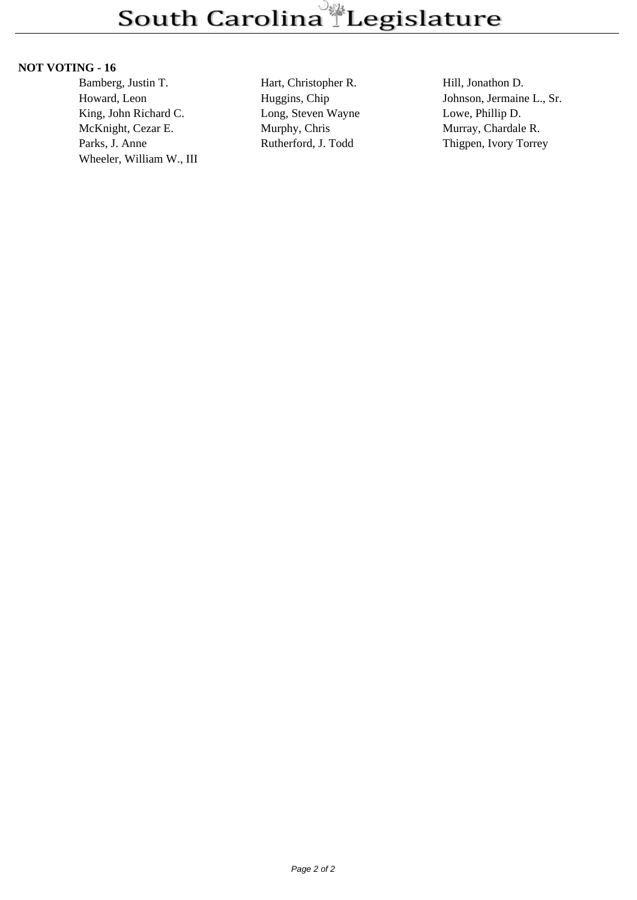**NOT VOTING - 16**

| | | |
|---|---|---|
| Bamberg, Justin T. | Hart, Christopher R. | Hill, Jonathon D. |
| Howard, Leon | Huggins, Chip | Johnson, Jermaine L., Sr. |
| King, John Richard C. | Long, Steven Wayne | Lowe, Phillip D. |
| McKnight, Cezar E. | Murphy, Chris | Murray, Chardale R. |
| Parks, J. Anne | Rutherford, J. Todd | Thigpen, Ivory Torrey |
| Wheeler, William W., III | | |